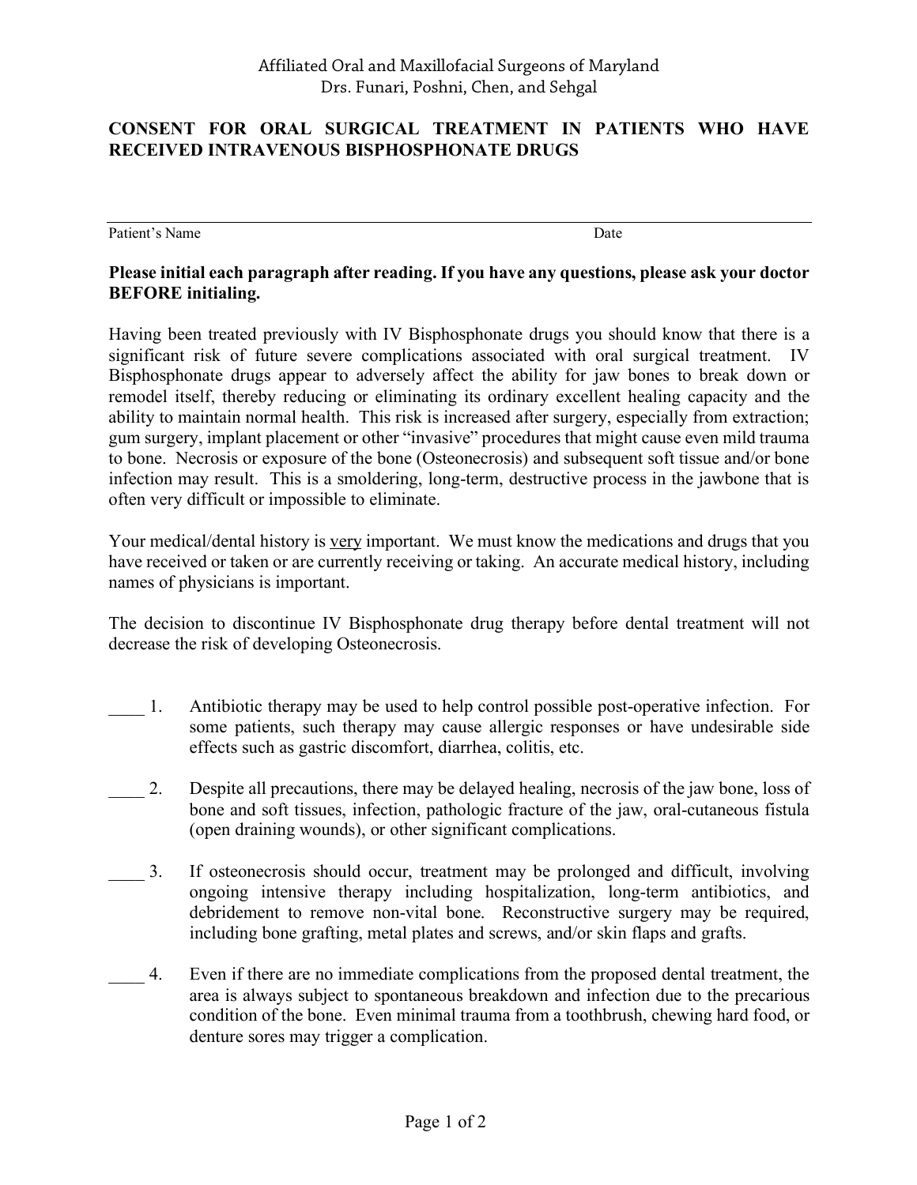Affiliated Oral and Maxillofacial Surgeons of Maryland
Drs. Funari, Poshni, Chen, and Sehgal

## CONSENT FOR ORAL SURGICAL TREATMENT IN PATIENTS WHO HAVE RECEIVED INTRAVENOUS BISPHOSPHONATE DRUGS

______________________________________________________________________________

Patient's Name                                                                                                    Date

**Please initial each paragraph after reading. If you have any questions, please ask your doctor BEFORE initialing.**

Having been treated previously with IV Bisphosphonate drugs you should know that there is a significant risk of future severe complications associated with oral surgical treatment. IV Bisphosphonate drugs appear to adversely affect the ability for jaw bones to break down or remodel itself, thereby reducing or eliminating its ordinary excellent healing capacity and the ability to maintain normal health. This risk is increased after surgery, especially from extraction; gum surgery, implant placement or other "invasive" procedures that might cause even mild trauma to bone. Necrosis or exposure of the bone (Osteonecrosis) and subsequent soft tissue and/or bone infection may result. This is a smoldering, long-term, destructive process in the jawbone that is often very difficult or impossible to eliminate.

Your medical/dental history is <u>very</u> important. We must know the medications and drugs that you have received or taken or are currently receiving or taking. An accurate medical history, including names of physicians is important.

The decision to discontinue IV Bisphosphonate drug therapy before dental treatment will not decrease the risk of developing Osteonecrosis.

____ 1. Antibiotic therapy may be used to help control possible post-operative infection. For some patients, such therapy may cause allergic responses or have undesirable side effects such as gastric discomfort, diarrhea, colitis, etc.

____ 2. Despite all precautions, there may be delayed healing, necrosis of the jaw bone, loss of bone and soft tissues, infection, pathologic fracture of the jaw, oral-cutaneous fistula (open draining wounds), or other significant complications.

____ 3. If osteonecrosis should occur, treatment may be prolonged and difficult, involving ongoing intensive therapy including hospitalization, long-term antibiotics, and debridement to remove non-vital bone. Reconstructive surgery may be required, including bone grafting, metal plates and screws, and/or skin flaps and grafts.

____ 4. Even if there are no immediate complications from the proposed dental treatment, the area is always subject to spontaneous breakdown and infection due to the precarious condition of the bone. Even minimal trauma from a toothbrush, chewing hard food, or denture sores may trigger a complication.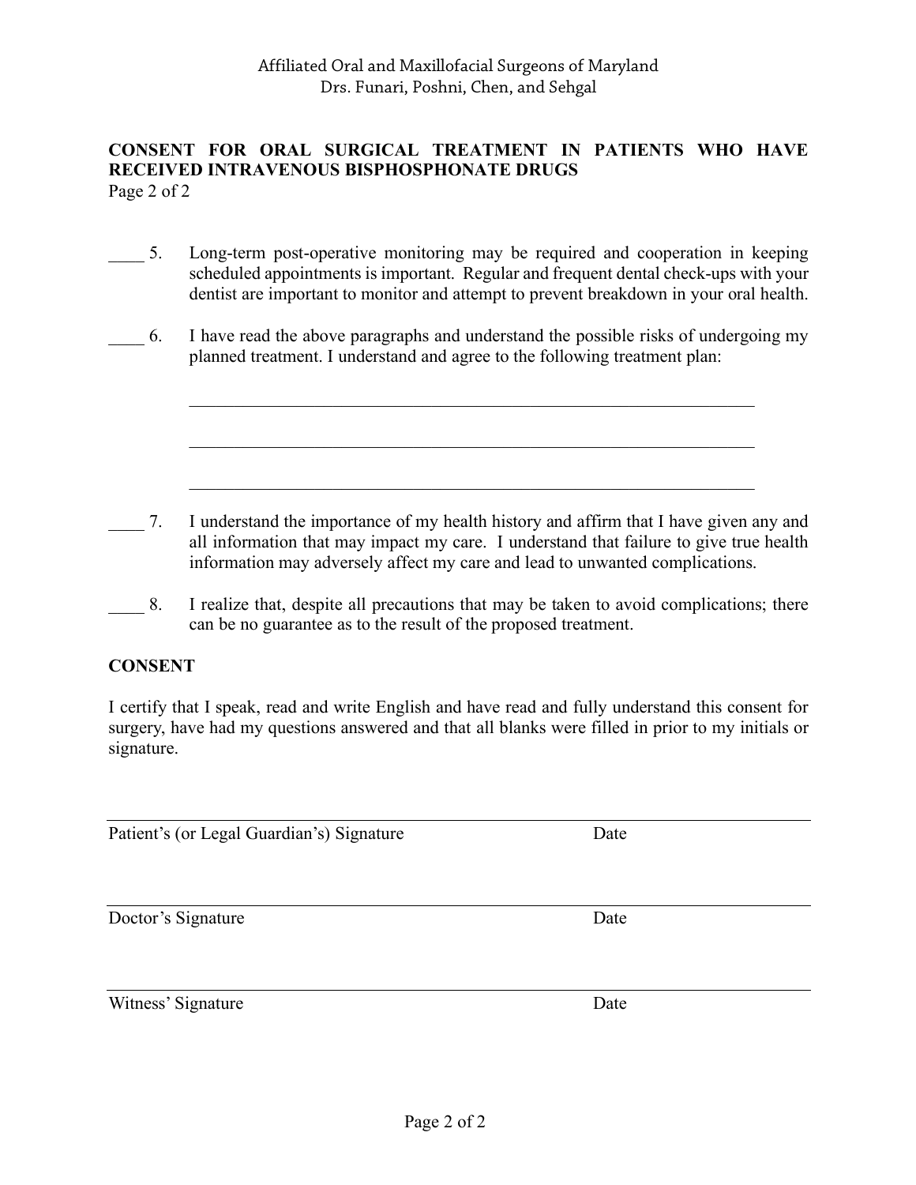Affiliated Oral and Maxillofacial Surgeons of Maryland
Drs. Funari, Poshni, Chen, and Sehgal

**CONSENT FOR ORAL SURGICAL TREATMENT IN PATIENTS WHO HAVE RECEIVED INTRAVENOUS BISPHOSPHONATE DRUGS**
Page 2 of 2

____ 5. Long-term post-operative monitoring may be required and cooperation in keeping scheduled appointments is important. Regular and frequent dental check-ups with your dentist are important to monitor and attempt to prevent breakdown in your oral health.

____ 6. I have read the above paragraphs and understand the possible risks of undergoing my planned treatment. I understand and agree to the following treatment plan:

_________________________________________________________________

_________________________________________________________________

_________________________________________________________________

____ 7. I understand the importance of my health history and affirm that I have given any and all information that may impact my care. I understand that failure to give true health information may adversely affect my care and lead to unwanted complications.

____ 8. I realize that, despite all precautions that may be taken to avoid complications; there can be no guarantee as to the result of the proposed treatment.

**CONSENT**

I certify that I speak, read and write English and have read and fully understand this consent for surgery, have had my questions answered and that all blanks were filled in prior to my initials or signature.

_________________________________________________________________
Patient's (or Legal Guardian's) Signature Date

_________________________________________________________________
Doctor's Signature Date

_________________________________________________________________
Witness' Signature Date